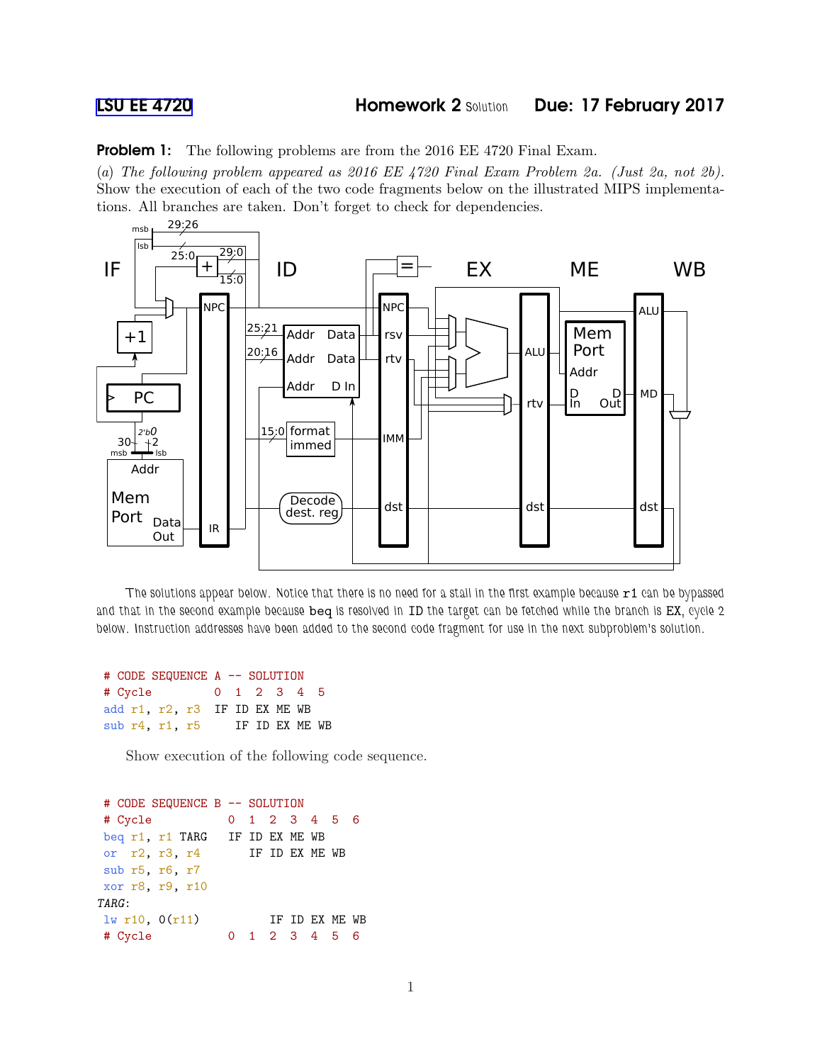LSU EE 4720 **Homework 2** Solution **Due: 17 February 2017**

**Problem 1:** The following problems are from the 2016 EE 4720 Final Exam.

(a) *The following problem appeared as 2016 EE 4720 Final Exam Problem 2a. (Just 2a, not 2b).* Show the execution of each of the two code fragments below on the illustrated MIPS implementations. All branches are taken. Don't forget to check for dependencies.

The solutions appear below. Notice that there is no need for a stall in the first example because `r1` can be bypassed and that in the second example because `beq` is resolved in ID the target can be fetched while the branch is EX, cycle 2 below. Instruction addresses have been added to the second code fragment for use in the next subproblem's solution.

```
# CODE SEQUENCE A -- SOLUTION
# Cycle         0  1  2  3  4  5
add r1, r2, r3  IF ID EX ME WB
sub r4, r1, r5     IF ID EX ME WB
```

Show execution of the following code sequence.

```
# CODE SEQUENCE B -- SOLUTION
# Cycle            0  1  2  3  4  5  6
beq r1, r1 TARG    IF ID EX ME WB
or  r2, r3, r4        IF ID EX ME WB
sub r5, r6, r7
xor r8, r9, r10
TARG:
lw r10, 0(r11)           IF ID EX ME WB
# Cycle            0  1  2  3  4  5  6
```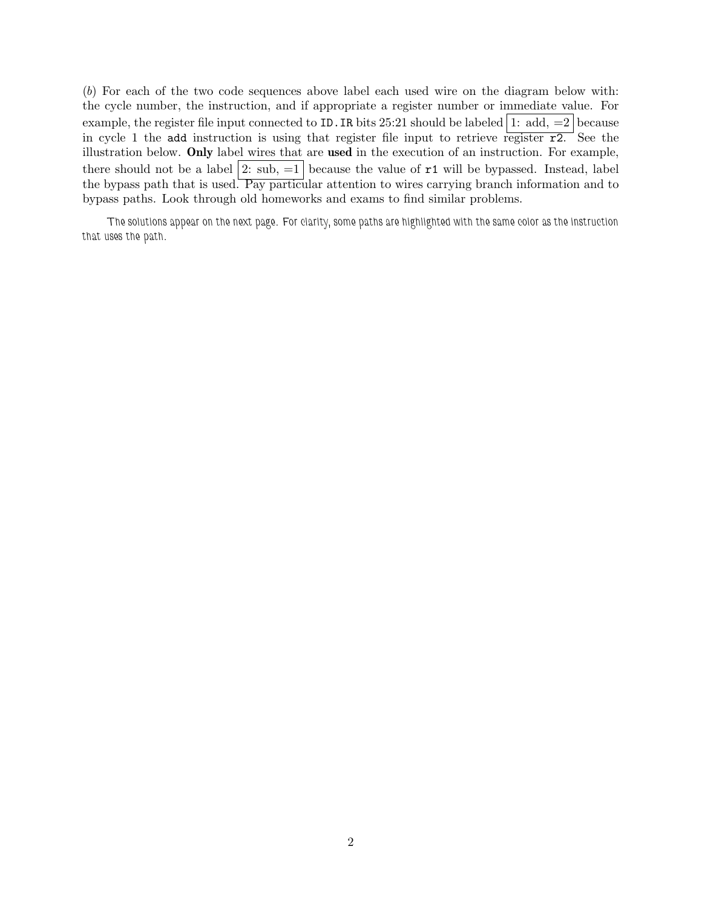(*b*) For each of the two code sequences above label each used wire on the diagram below with: the cycle number, the instruction, and if appropriate a register number or immediate value. For example, the register file input connected to `ID.IR` bits 25:21 should be labeled 1: add, =2 because in cycle 1 the `add` instruction is using that register file input to retrieve register `r2`. See the illustration below. **Only** label wires that are **used** in the execution of an instruction. For example, there should not be a label 2: sub, =1 because the value of `r1` will be bypassed. Instead, label the bypass path that is used. Pay particular attention to wires carrying branch information and to bypass paths. Look through old homeworks and exams to find similar problems.

The solutions appear on the next page. For clarity, some paths are highlighted with the same color as the instruction that uses the path.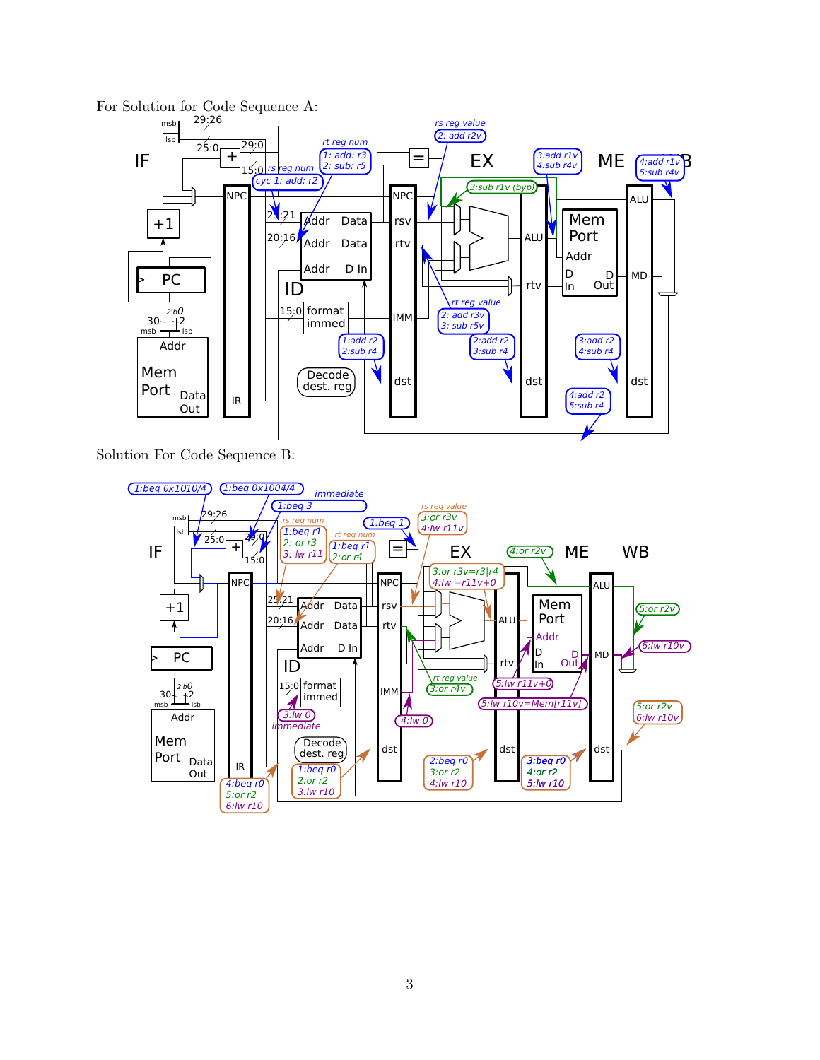For Solution for Code Sequence A:

Solution For Code Sequence B: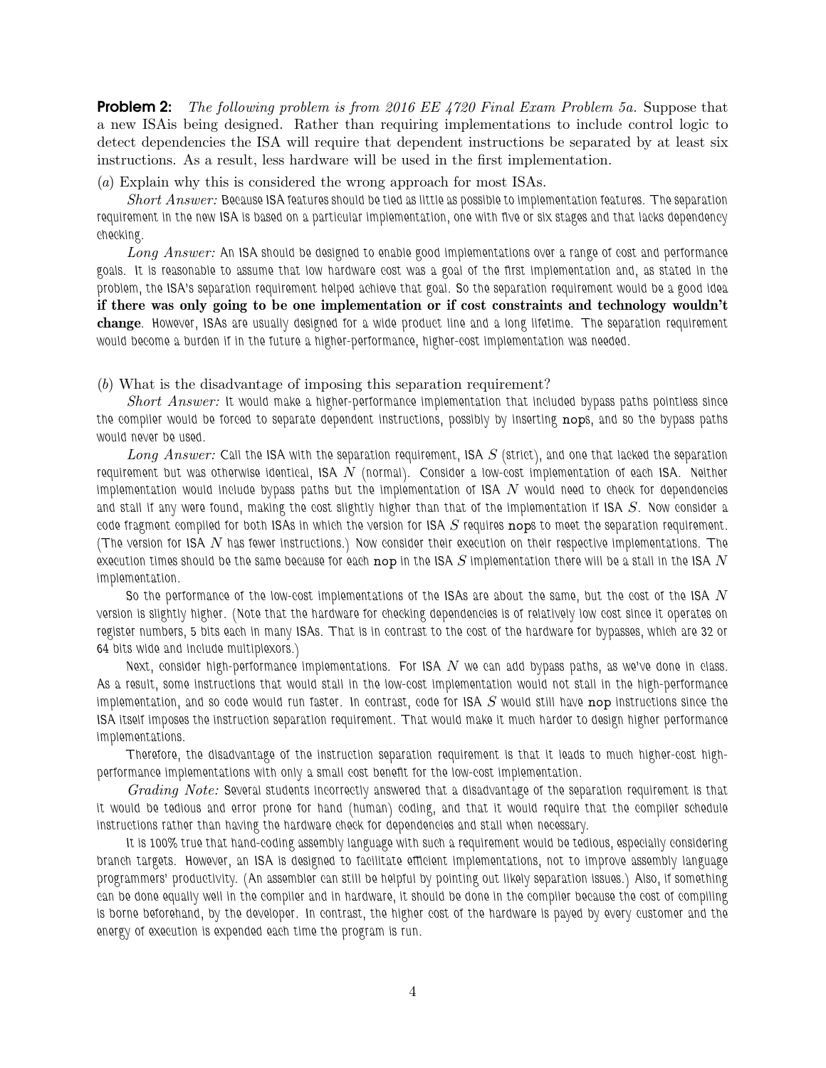**Problem 2:** *The following problem is from 2016 EE 4720 Final Exam Problem 5a.* Suppose that a new ISAis being designed. Rather than requiring implementations to include control logic to detect dependencies the ISA will require that dependent instructions be separated by at least six instructions. As a result, less hardware will be used in the first implementation.

(*a*) Explain why this is considered the wrong approach for most ISAs.

*Short Answer:* Because ISA features should be tied as little as possible to implementation features. The separation requirement in the new ISA is based on a particular implementation, one with five or six stages and that lacks dependency checking.

*Long Answer:* An ISA should be designed to enable good implementations over a range of cost and performance goals. It is reasonable to assume that low hardware cost was a goal of the first implementation and, as stated in the problem, the ISA's separation requirement helped achieve that goal. So the separation requirement would be a good idea **if there was only going to be one implementation or if cost constraints and technology wouldn't change**. However, ISAs are usually designed for a wide product line and a long lifetime. The separation requirement would become a burden if in the future a higher-performance, higher-cost implementation was needed.

(*b*) What is the disadvantage of imposing this separation requirement?

*Short Answer:* It would make a higher-performance implementation that included bypass paths pointless since the compiler would be forced to separate dependent instructions, possibly by inserting **nop**s, and so the bypass paths would never be used.

*Long Answer:* Call the ISA with the separation requirement, ISA $S$ (strict), and one that lacked the separation requirement but was otherwise identical, ISA $N$ (normal). Consider a low-cost implementation of each ISA. Neither implementation would include bypass paths but the implementation of ISA $N$ would need to check for dependencies and stall if any were found, making the cost slightly higher than that of the implementation if ISA $S$. Now consider a code fragment compiled for both ISAs in which the version for ISA $S$ requires **nop**s to meet the separation requirement. (The version for ISA $N$ has fewer instructions.) Now consider their execution on their respective implementations. The execution times should be the same because for each **nop** in the ISA $S$ implementation there will be a stall in the ISA $N$ implementation.

So the performance of the low-cost implementations of the ISAs are about the same, but the cost of the ISA $N$ version is slightly higher. (Note that the hardware for checking dependencies is of relatively low cost since it operates on register numbers, 5 bits each in many ISAs. That is in contrast to the cost of the hardware for bypasses, which are 32 or 64 bits wide and include multiplexors.)

Next, consider high-performance implementations. For ISA $N$ we can add bypass paths, as we've done in class. As a result, some instructions that would stall in the low-cost implementation would not stall in the high-performance implementation, and so code would run faster. In contrast, code for ISA $S$ would still have **nop** instructions since the ISA itself imposes the instruction separation requirement. That would make it much harder to design higher performance implementations.

Therefore, the disadvantage of the instruction separation requirement is that it leads to much higher-cost high-performance implementations with only a small cost benefit for the low-cost implementation.

*Grading Note:* Several students incorrectly answered that a disadvantage of the separation requirement is that it would be tedious and error prone for hand (human) coding, and that it would require that the compiler schedule instructions rather than having the hardware check for dependencies and stall when necessary.

It is 100% true that hand-coding assembly language with such a requirement would be tedious, especially considering branch targets. However, an ISA is designed to facilitate efficient implementations, not to improve assembly language programmers' productivity. (An assembler can still be helpful by pointing out likely separation issues.) Also, if something can be done equally well in the compiler and in hardware, it should be done in the compiler because the cost of compiling is borne beforehand, by the developer. In contrast, the higher cost of the hardware is payed by every customer and the energy of execution is expended each time the program is run.